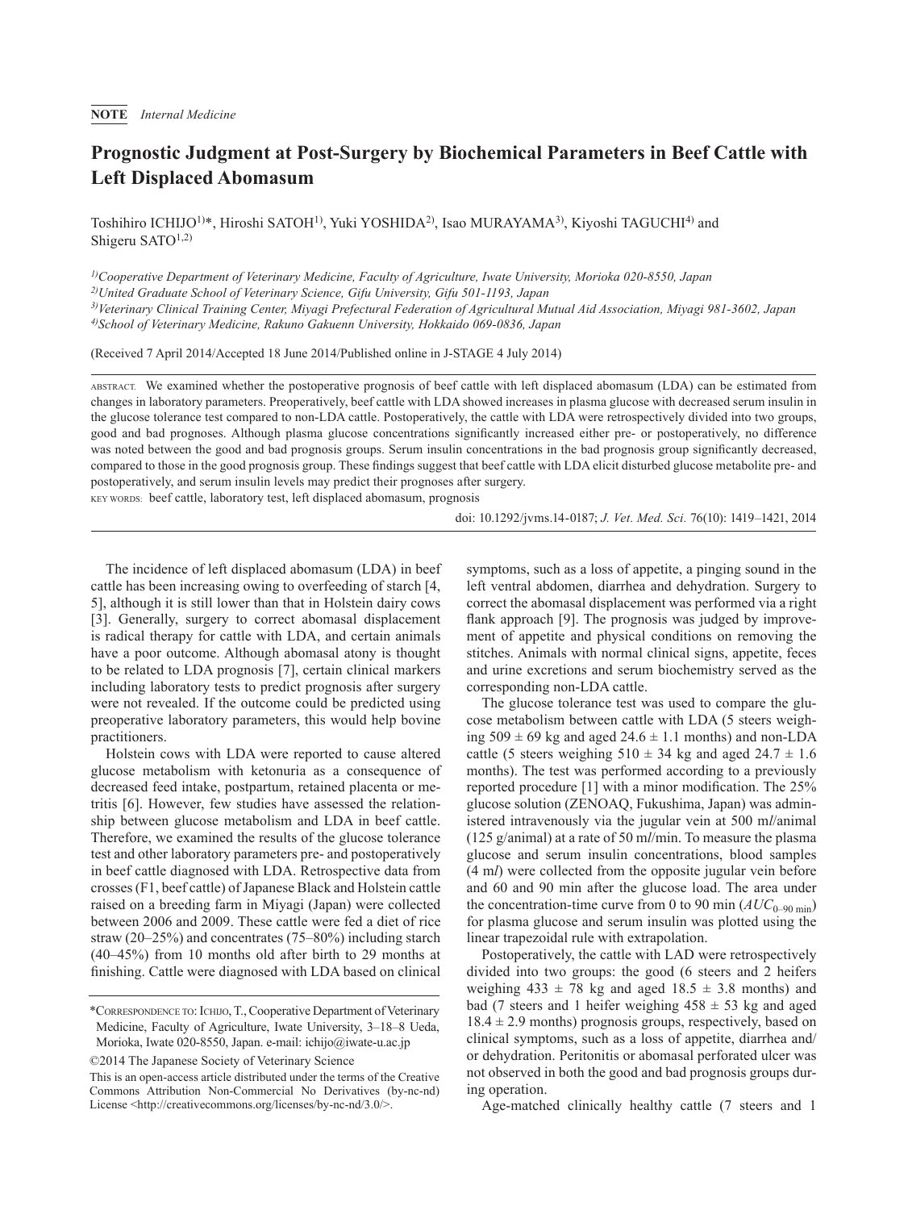**NOTE** *Internal Medicine*

# Prognostic Judgment at Post-Surgery by Biochemical Parameters in Beef Cattle with Left Displaced Abomasum

Toshihiro ICHIJO[1)]*, Hiroshi SATOH[1)], Yuki YOSHIDA[2)], Isao MURAYAMA[3)], Kiyoshi TAGUCHI[4)] and Shigeru SATO[1,2)]

[1)]*Cooperative Department of Veterinary Medicine, Faculty of Agriculture, Iwate University, Morioka 020-8550, Japan*
[2)]*United Graduate School of Veterinary Science, Gifu University, Gifu 501-1193, Japan*
[3)]*Veterinary Clinical Training Center, Miyagi Prefectural Federation of Agricultural Mutual Aid Association, Miyagi 981-3602, Japan*
[4)]*School of Veterinary Medicine, Rakuno Gakuenn University, Hokkaido 069-0836, Japan*

(Received 7 April 2014/Accepted 18 June 2014/Published online in J-STAGE 4 July 2014)

ABSTRACT. We examined whether the postoperative prognosis of beef cattle with left displaced abomasum (LDA) can be estimated from changes in laboratory parameters. Preoperatively, beef cattle with LDA showed increases in plasma glucose with decreased serum insulin in the glucose tolerance test compared to non-LDA cattle. Postoperatively, the cattle with LDA were retrospectively divided into two groups, good and bad prognoses. Although plasma glucose concentrations significantly increased either pre- or postoperatively, no difference was noted between the good and bad prognosis groups. Serum insulin concentrations in the bad prognosis group significantly decreased, compared to those in the good prognosis group. These findings suggest that beef cattle with LDA elicit disturbed glucose metabolite pre- and postoperatively, and serum insulin levels may predict their prognoses after surgery.

KEY WORDS: beef cattle, laboratory test, left displaced abomasum, prognosis

doi: 10.1292/jvms.14-0187; *J. Vet. Med. Sci.* 76(10): 1419–1421, 2014

The incidence of left displaced abomasum (LDA) in beef cattle has been increasing owing to overfeeding of starch [4, 5], although it is still lower than that in Holstein dairy cows [3]. Generally, surgery to correct abomasal displacement is radical therapy for cattle with LDA, and certain animals have a poor outcome. Although abomasal atony is thought to be related to LDA prognosis [7], certain clinical markers including laboratory tests to predict prognosis after surgery were not revealed. If the outcome could be predicted using preoperative laboratory parameters, this would help bovine practitioners.

Holstein cows with LDA were reported to cause altered glucose metabolism with ketonuria as a consequence of decreased feed intake, postpartum, retained placenta or metritis [6]. However, few studies have assessed the relationship between glucose metabolism and LDA in beef cattle. Therefore, we examined the results of the glucose tolerance test and other laboratory parameters pre- and postoperatively in beef cattle diagnosed with LDA. Retrospective data from crosses (F1, beef cattle) of Japanese Black and Holstein cattle raised on a breeding farm in Miyagi (Japan) were collected between 2006 and 2009. These cattle were fed a diet of rice straw (20–25%) and concentrates (75–80%) including starch (40–45%) from 10 months old after birth to 29 months at finishing. Cattle were diagnosed with LDA based on clinical symptoms, such as a loss of appetite, a pinging sound in the left ventral abdomen, diarrhea and dehydration. Surgery to correct the abomasal displacement was performed via a right flank approach [9]. The prognosis was judged by improvement of appetite and physical conditions on removing the stitches. Animals with normal clinical signs, appetite, feces and urine excretions and serum biochemistry served as the corresponding non-LDA cattle.

The glucose tolerance test was used to compare the glucose metabolism between cattle with LDA (5 steers weighing $509 \pm 69$ kg and aged $24.6 \pm 1.1$ months) and non-LDA cattle (5 steers weighing $510 \pm 34$ kg and aged $24.7 \pm 1.6$ months). The test was performed according to a previously reported procedure [1] with a minor modification. The 25% glucose solution (ZENOAQ, Fukushima, Japan) was administered intravenously via the jugular vein at 500 m*l*/animal (125 g/animal) at a rate of 50 m*l*/min. To measure the plasma glucose and serum insulin concentrations, blood samples (4 m*l*) were collected from the opposite jugular vein before and 60 and 90 min after the glucose load. The area under the concentration-time curve from 0 to 90 min ($AUC_{0\text{–}90\ \text{min}}$) for plasma glucose and serum insulin was plotted using the linear trapezoidal rule with extrapolation.

Postoperatively, the cattle with LAD were retrospectively divided into two groups: the good (6 steers and 2 heifers weighing $433 \pm 78$ kg and aged $18.5 \pm 3.8$ months) and bad (7 steers and 1 heifer weighing $458 \pm 53$ kg and aged $18.4 \pm 2.9$ months) prognosis groups, respectively, based on clinical symptoms, such as a loss of appetite, diarrhea and/or dehydration. Peritonitis or abomasal perforated ulcer was not observed in both the good and bad prognosis groups during operation.

Age-matched clinically healthy cattle (7 steers and 1

---

*CORRESPONDENCE TO: ICHIJO, T., Cooperative Department of Veterinary Medicine, Faculty of Agriculture, Iwate University, 3–18–8 Ueda, Morioka, Iwate 020-8550, Japan. e-mail: ichijo@iwate-u.ac.jp

©2014 The Japanese Society of Veterinary Science

This is an open-access article distributed under the terms of the Creative Commons Attribution Non-Commercial No Derivatives (by-nc-nd) License <http://creativecommons.org/licenses/by-nc-nd/3.0/>.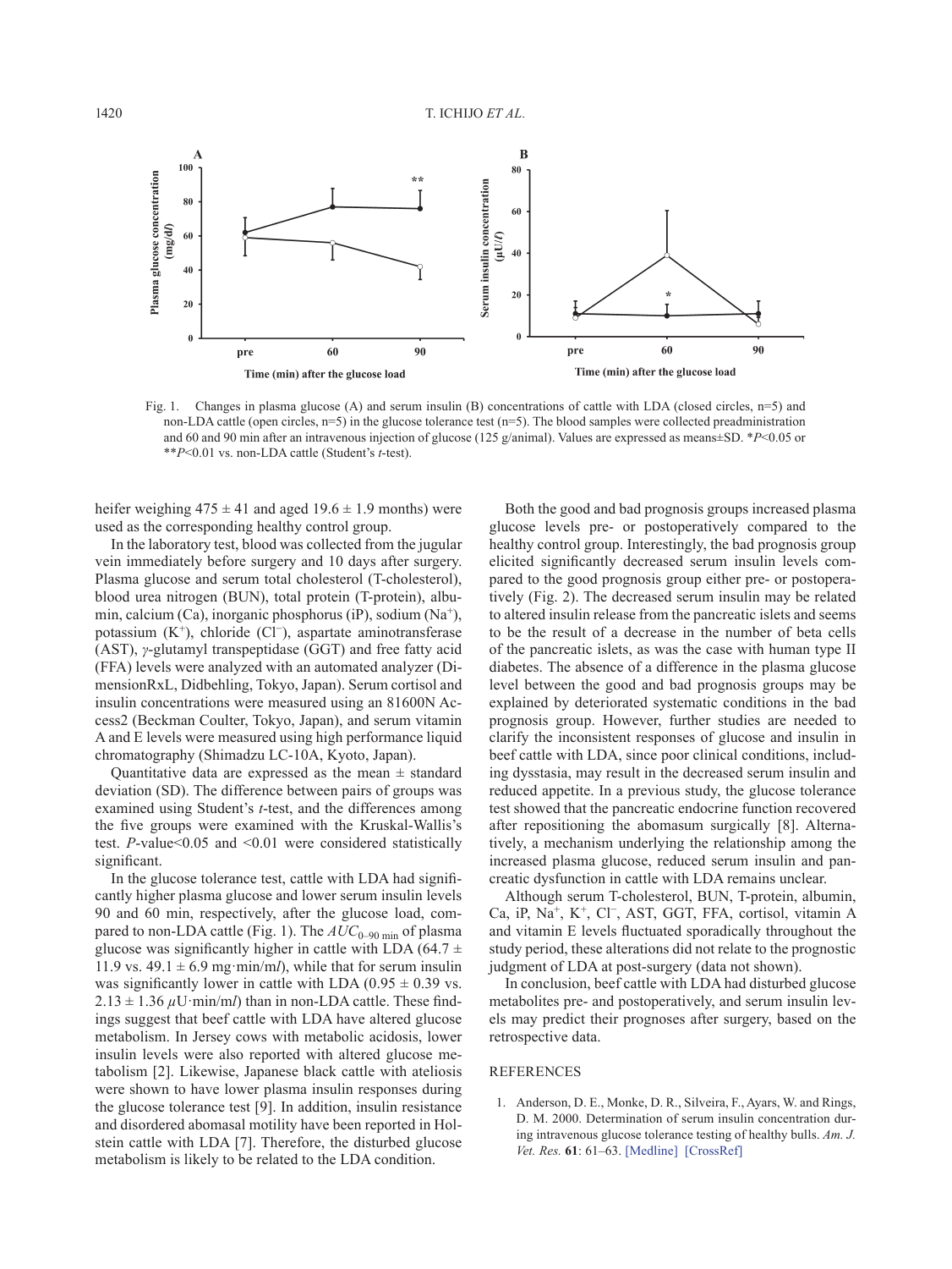Fig. 1. Changes in plasma glucose (A) and serum insulin (B) concentrations of cattle with LDA (closed circles, n=5) and non-LDA cattle (open circles, n=5) in the glucose tolerance test (n=5). The blood samples were collected preadministration and 60 and 90 min after an intravenous injection of glucose (125 g/animal). Values are expressed as means±SD. *$P$<0.05 or **$P$<0.01 vs. non-LDA cattle (Student's $t$-test).

heifer weighing 475 ± 41 and aged 19.6 ± 1.9 months) were used as the corresponding healthy control group.

In the laboratory test, blood was collected from the jugular vein immediately before surgery and 10 days after surgery. Plasma glucose and serum total cholesterol (T-cholesterol), blood urea nitrogen (BUN), total protein (T-protein), albumin, calcium (Ca), inorganic phosphorus (iP), sodium ($Na^+$), potassium ($K^+$), chloride ($Cl^-$), aspartate aminotransferase (AST), $\gamma$-glutamyl transpeptidase (GGT) and free fatty acid (FFA) levels were analyzed with an automated analyzer (DimensionRxL, Didbehling, Tokyo, Japan). Serum cortisol and insulin concentrations were measured using an 81600N Access2 (Beckman Coulter, Tokyo, Japan), and serum vitamin A and E levels were measured using high performance liquid chromatography (Shimadzu LC-10A, Kyoto, Japan).

Quantitative data are expressed as the mean ± standard deviation (SD). The difference between pairs of groups was examined using Student's $t$-test, and the differences among the five groups were examined with the Kruskal-Wallis's test. $P$-value<0.05 and <0.01 were considered statistically significant.

In the glucose tolerance test, cattle with LDA had significantly higher plasma glucose and lower serum insulin levels 90 and 60 min, respectively, after the glucose load, compared to non-LDA cattle (Fig. 1). The $AUC_{0–90\ min}$ of plasma glucose was significantly higher in cattle with LDA (64.7 ± 11.9 vs. 49.1 ± 6.9 mg·min/m$l$), while that for serum insulin was significantly lower in cattle with LDA (0.95 ± 0.39 vs. 2.13 ± 1.36 $\mu$U·min/m$l$) than in non-LDA cattle. These findings suggest that beef cattle with LDA have altered glucose metabolism. In Jersey cows with metabolic acidosis, lower insulin levels were also reported with altered glucose metabolism [2]. Likewise, Japanese black cattle with ateliosis were shown to have lower plasma insulin responses during the glucose tolerance test [9]. In addition, insulin resistance and disordered abomasal motility have been reported in Holstein cattle with LDA [7]. Therefore, the disturbed glucose metabolism is likely to be related to the LDA condition.

Both the good and bad prognosis groups increased plasma glucose levels pre- or postoperatively compared to the healthy control group. Interestingly, the bad prognosis group elicited significantly decreased serum insulin levels compared to the good prognosis group either pre- or postoperatively (Fig. 2). The decreased serum insulin may be related to altered insulin release from the pancreatic islets and seems to be the result of a decrease in the number of beta cells of the pancreatic islets, as was the case with human type II diabetes. The absence of a difference in the plasma glucose level between the good and bad prognosis groups may be explained by deteriorated systematic conditions in the bad prognosis group. However, further studies are needed to clarify the inconsistent responses of glucose and insulin in beef cattle with LDA, since poor clinical conditions, including dysstasia, may result in the decreased serum insulin and reduced appetite. In a previous study, the glucose tolerance test showed that the pancreatic endocrine function recovered after repositioning the abomasum surgically [8]. Alternatively, a mechanism underlying the relationship among the increased plasma glucose, reduced serum insulin and pancreatic dysfunction in cattle with LDA remains unclear.

Although serum T-cholesterol, BUN, T-protein, albumin, Ca, iP, $Na^+$, $K^+$, $Cl^-$, AST, GGT, FFA, cortisol, vitamin A and vitamin E levels fluctuated sporadically throughout the study period, these alterations did not relate to the prognostic judgment of LDA at post-surgery (data not shown).

In conclusion, beef cattle with LDA had disturbed glucose metabolites pre- and postoperatively, and serum insulin levels may predict their prognoses after surgery, based on the retrospective data.

## REFERENCES

1. Anderson, D. E., Monke, D. R., Silveira, F., Ayars, W. and Rings, D. M. 2000. Determination of serum insulin concentration during intravenous glucose tolerance testing of healthy bulls. *Am. J. Vet. Res.* **61**: 61–63. [Medline] [CrossRef]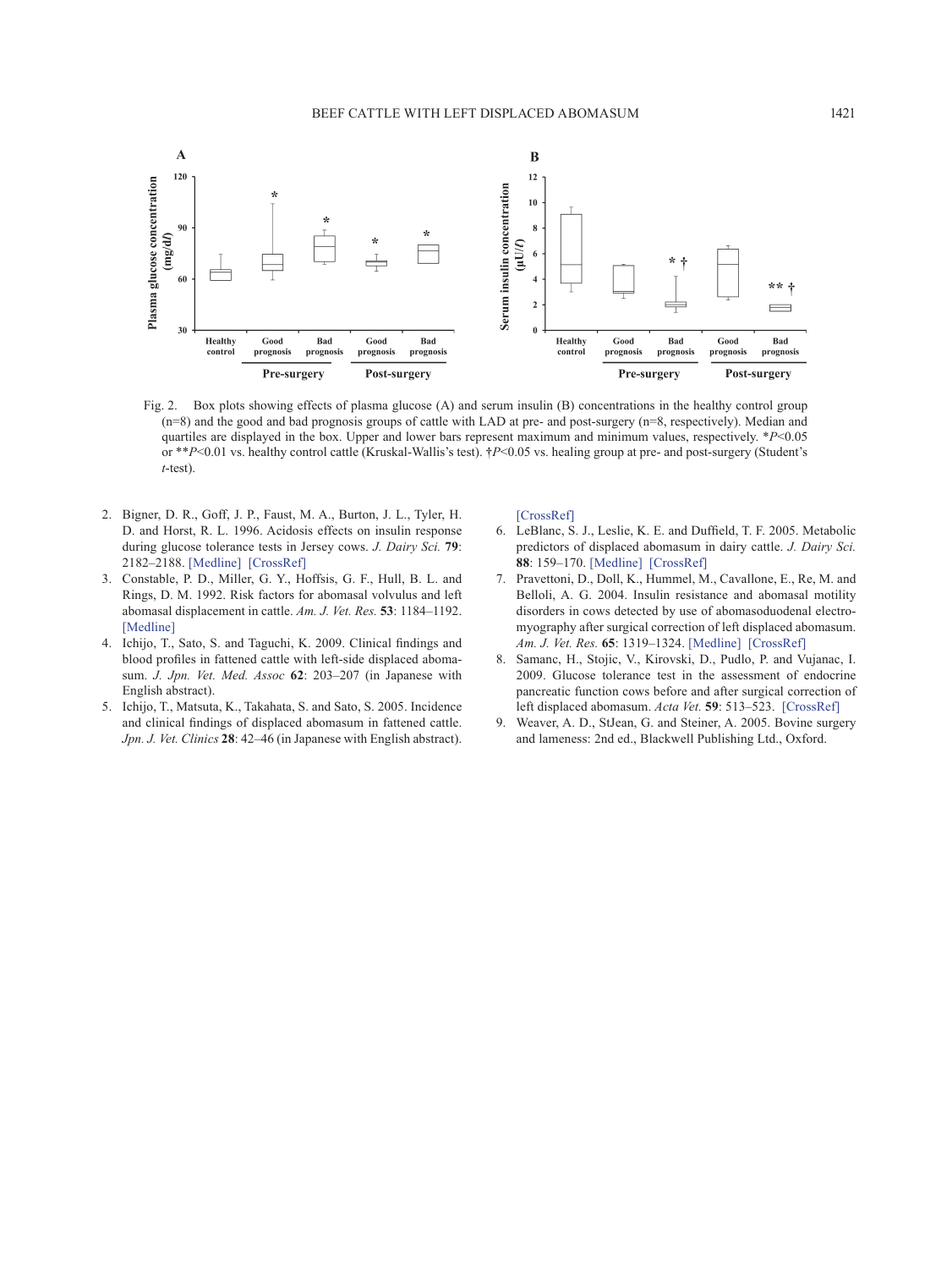A

Plasma glucose concentration (mg/dℓ)

120

90

60

30

Healthy control

Good prognosis

Bad prognosis

Good prognosis

Bad prognosis

Pre-surgery

Post-surgery

B

Serum insulin concentration (μU/ℓ)

12

10

8

6

4

2

0

Healthy control

Good prognosis

Bad prognosis

Good prognosis

Bad prognosis

Pre-surgery

Post-surgery

Fig. 2. Box plots showing effects of plasma glucose (A) and serum insulin (B) concentrations in the healthy control group (n=8) and the good and bad prognosis groups of cattle with LAD at pre- and post-surgery (n=8, respectively). Median and quartiles are displayed in the box. Upper and lower bars represent maximum and minimum values, respectively. *$P$<0.05 or **$P$<0.01 vs. healthy control cattle (Kruskal-Wallis's test). †$P$<0.05 vs. healing group at pre- and post-surgery (Student's $t$-test).

2. Bigner, D. R., Goff, J. P., Faust, M. A., Burton, J. L., Tyler, H. D. and Horst, R. L. 1996. Acidosis effects on insulin response during glucose tolerance tests in Jersey cows. *J. Dairy Sci.* **79**: 2182–2188. [Medline] [CrossRef]
3. Constable, P. D., Miller, G. Y., Hoffsis, G. F., Hull, B. L. and Rings, D. M. 1992. Risk factors for abomasal volvulus and left abomasal displacement in cattle. *Am. J. Vet. Res.* **53**: 1184–1192. [Medline]
4. Ichijo, T., Sato, S. and Taguchi, K. 2009. Clinical findings and blood profiles in fattened cattle with left-side displaced abomasum. *J. Jpn. Vet. Med. Assoc* **62**: 203–207 (in Japanese with English abstract).
5. Ichijo, T., Matsuta, K., Takahata, S. and Sato, S. 2005. Incidence and clinical findings of displaced abomasum in fattened cattle. *Jpn. J. Vet. Clinics* **28**: 42–46 (in Japanese with English abstract). [CrossRef]
6. LeBlanc, S. J., Leslie, K. E. and Duffield, T. F. 2005. Metabolic predictors of displaced abomasum in dairy cattle. *J. Dairy Sci.* **88**: 159–170. [Medline] [CrossRef]
7. Pravettoni, D., Doll, K., Hummel, M., Cavallone, E., Re, M. and Belloli, A. G. 2004. Insulin resistance and abomasal motility disorders in cows detected by use of abomasoduodenal electromyography after surgical correction of left displaced abomasum. *Am. J. Vet. Res.* **65**: 1319–1324. [Medline] [CrossRef]
8. Samanc, H., Stojic, V., Kirovski, D., Pudlo, P. and Vujanac, I. 2009. Glucose tolerance test in the assessment of endocrine pancreatic function cows before and after surgical correction of left displaced abomasum. *Acta Vet.* **59**: 513–523. [CrossRef]
9. Weaver, A. D., StJean, G. and Steiner, A. 2005. Bovine surgery and lameness: 2nd ed., Blackwell Publishing Ltd., Oxford.